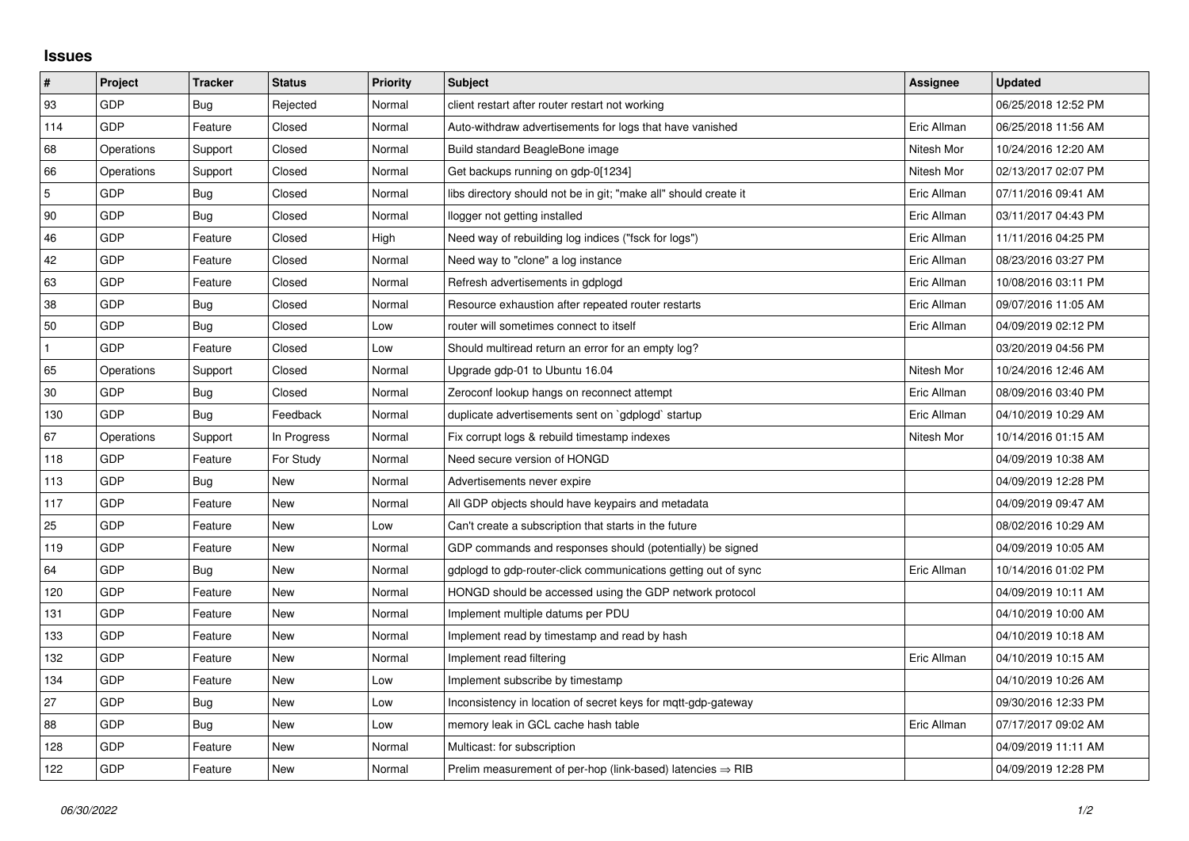## Issues

| # | Project | Tracker | Status | Priority | Subject | Assignee | Updated |
|---|---|---|---|---|---|---|---|
| 93 | GDP | Bug | Rejected | Normal | client restart after router restart not working | | 06/25/2018 12:52 PM |
| 114 | GDP | Feature | Closed | Normal | Auto-withdraw advertisements for logs that have vanished | Eric Allman | 06/25/2018 11:56 AM |
| 68 | Operations | Support | Closed | Normal | Build standard BeagleBone image | Nitesh Mor | 10/24/2016 12:20 AM |
| 66 | Operations | Support | Closed | Normal | Get backups running on gdp-0[1234] | Nitesh Mor | 02/13/2017 02:07 PM |
| 5 | GDP | Bug | Closed | Normal | libs directory should not be in git; "make all" should create it | Eric Allman | 07/11/2016 09:41 AM |
| 90 | GDP | Bug | Closed | Normal | llogger not getting installed | Eric Allman | 03/11/2017 04:43 PM |
| 46 | GDP | Feature | Closed | High | Need way of rebuilding log indices ("fsck for logs") | Eric Allman | 11/11/2016 04:25 PM |
| 42 | GDP | Feature | Closed | Normal | Need way to "clone" a log instance | Eric Allman | 08/23/2016 03:27 PM |
| 63 | GDP | Feature | Closed | Normal | Refresh advertisements in gdplogd | Eric Allman | 10/08/2016 03:11 PM |
| 38 | GDP | Bug | Closed | Normal | Resource exhaustion after repeated router restarts | Eric Allman | 09/07/2016 11:05 AM |
| 50 | GDP | Bug | Closed | Low | router will sometimes connect to itself | Eric Allman | 04/09/2019 02:12 PM |
| 1 | GDP | Feature | Closed | Low | Should multiread return an error for an empty log? | | 03/20/2019 04:56 PM |
| 65 | Operations | Support | Closed | Normal | Upgrade gdp-01 to Ubuntu 16.04 | Nitesh Mor | 10/24/2016 12:46 AM |
| 30 | GDP | Bug | Closed | Normal | Zeroconf lookup hangs on reconnect attempt | Eric Allman | 08/09/2016 03:40 PM |
| 130 | GDP | Bug | Feedback | Normal | duplicate advertisements sent on `gdplogd` startup | Eric Allman | 04/10/2019 10:29 AM |
| 67 | Operations | Support | In Progress | Normal | Fix corrupt logs & rebuild timestamp indexes | Nitesh Mor | 10/14/2016 01:15 AM |
| 118 | GDP | Feature | For Study | Normal | Need secure version of HONGD | | 04/09/2019 10:38 AM |
| 113 | GDP | Bug | New | Normal | Advertisements never expire | | 04/09/2019 12:28 PM |
| 117 | GDP | Feature | New | Normal | All GDP objects should have keypairs and metadata | | 04/09/2019 09:47 AM |
| 25 | GDP | Feature | New | Low | Can't create a subscription that starts in the future | | 08/02/2016 10:29 AM |
| 119 | GDP | Feature | New | Normal | GDP commands and responses should (potentially) be signed | | 04/09/2019 10:05 AM |
| 64 | GDP | Bug | New | Normal | gdplogd to gdp-router-click communications getting out of sync | Eric Allman | 10/14/2016 01:02 PM |
| 120 | GDP | Feature | New | Normal | HONGD should be accessed using the GDP network protocol | | 04/09/2019 10:11 AM |
| 131 | GDP | Feature | New | Normal | Implement multiple datums per PDU | | 04/10/2019 10:00 AM |
| 133 | GDP | Feature | New | Normal | Implement read by timestamp and read by hash | | 04/10/2019 10:18 AM |
| 132 | GDP | Feature | New | Normal | Implement read filtering | Eric Allman | 04/10/2019 10:15 AM |
| 134 | GDP | Feature | New | Low | Implement subscribe by timestamp | | 04/10/2019 10:26 AM |
| 27 | GDP | Bug | New | Low | Inconsistency in location of secret keys for mqtt-gdp-gateway | | 09/30/2016 12:33 PM |
| 88 | GDP | Bug | New | Low | memory leak in GCL cache hash table | Eric Allman | 07/17/2017 09:02 AM |
| 128 | GDP | Feature | New | Normal | Multicast: for subscription | | 04/09/2019 11:11 AM |
| 122 | GDP | Feature | New | Normal | Prelim measurement of per-hop (link-based) latencies ⇒ RIB | | 04/09/2019 12:28 PM |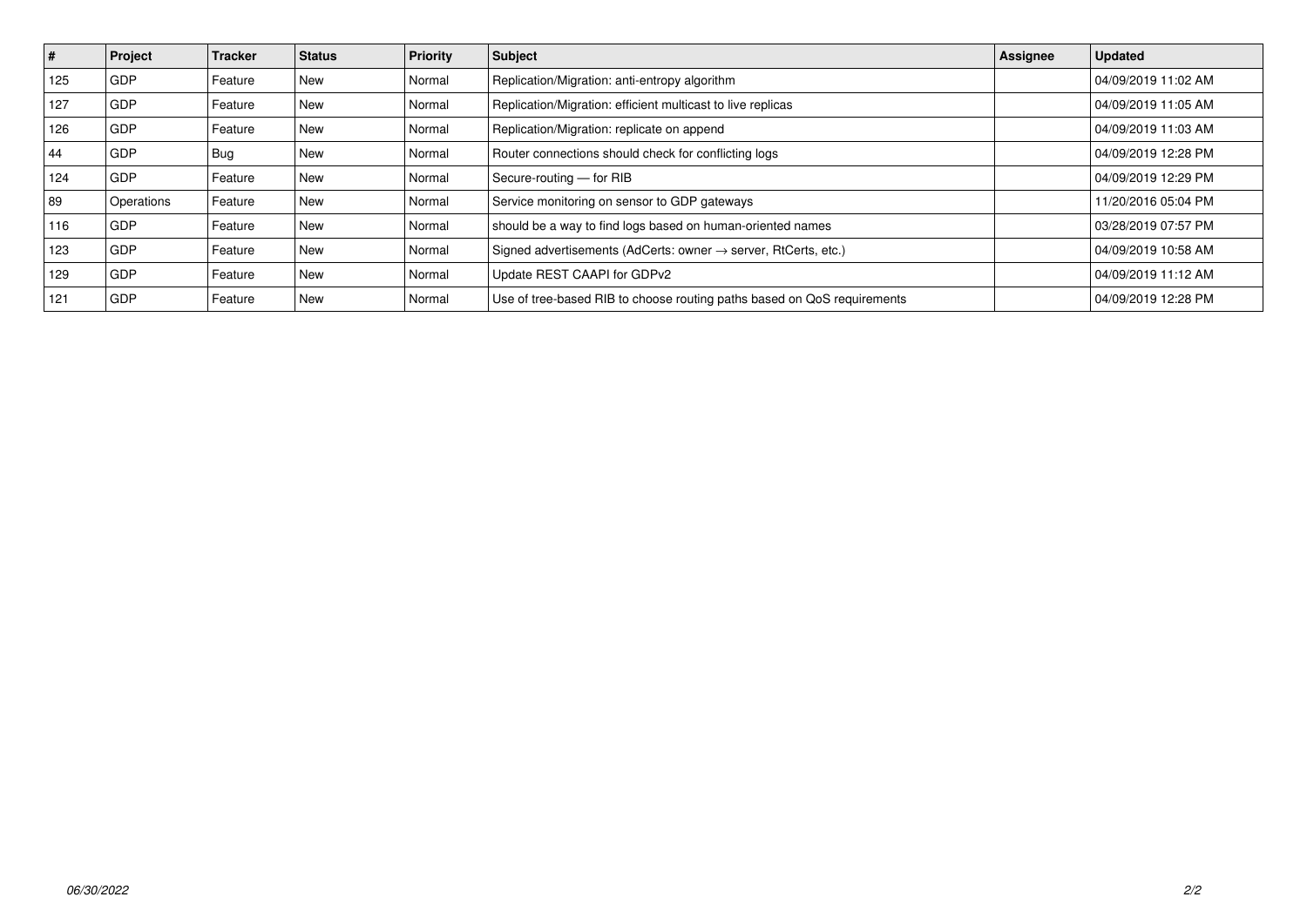| # | Project | Tracker | Status | Priority | Subject | Assignee | Updated |
|---|---|---|---|---|---|---|---|
| 125 | GDP | Feature | New | Normal | Replication/Migration: anti-entropy algorithm | | 04/09/2019 11:02 AM |
| 127 | GDP | Feature | New | Normal | Replication/Migration: efficient multicast to live replicas | | 04/09/2019 11:05 AM |
| 126 | GDP | Feature | New | Normal | Replication/Migration: replicate on append | | 04/09/2019 11:03 AM |
| 44 | GDP | Bug | New | Normal | Router connections should check for conflicting logs | | 04/09/2019 12:28 PM |
| 124 | GDP | Feature | New | Normal | Secure-routing — for RIB | | 04/09/2019 12:29 PM |
| 89 | Operations | Feature | New | Normal | Service monitoring on sensor to GDP gateways | | 11/20/2016 05:04 PM |
| 116 | GDP | Feature | New | Normal | should be a way to find logs based on human-oriented names | | 03/28/2019 07:57 PM |
| 123 | GDP | Feature | New | Normal | Signed advertisements (AdCerts: owner → server, RtCerts, etc.) | | 04/09/2019 10:58 AM |
| 129 | GDP | Feature | New | Normal | Update REST CAAPI for GDPv2 | | 04/09/2019 11:12 AM |
| 121 | GDP | Feature | New | Normal | Use of tree-based RIB to choose routing paths based on QoS requirements | | 04/09/2019 12:28 PM |